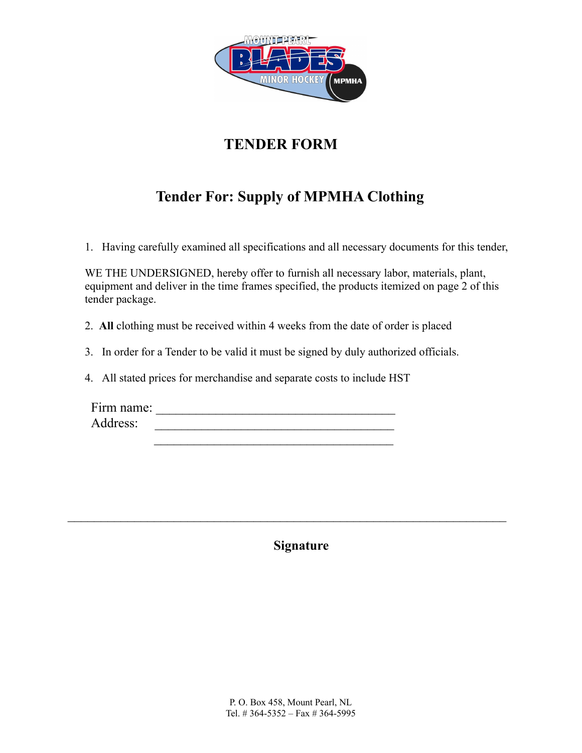# TENDER FORM

## Tender For: Supply of MPMHA Clothing

1. Having carefully examined all specifications and all necessary documents for this tender,

WE THE UNDERSIGNED, hereby offer to furnish all necessary labor, materials, plant, equipment and deliver in the time frames specified, the products itemized on page 2 of this tender package.

2. **All** clothing must be received within 4 weeks from the date of order is placed

3. In order for a Tender to be valid it must be signed by duly authorized officials.

4. All stated prices for merchandise and separate costs to include HST

Firm name: ______________________________________
Address: ______________________________________
______________________________________

_______________________________________________________________________

**Signature**

P. O. Box 458, Mount Pearl, NL
Tel. # 364-5352 – Fax # 364-5995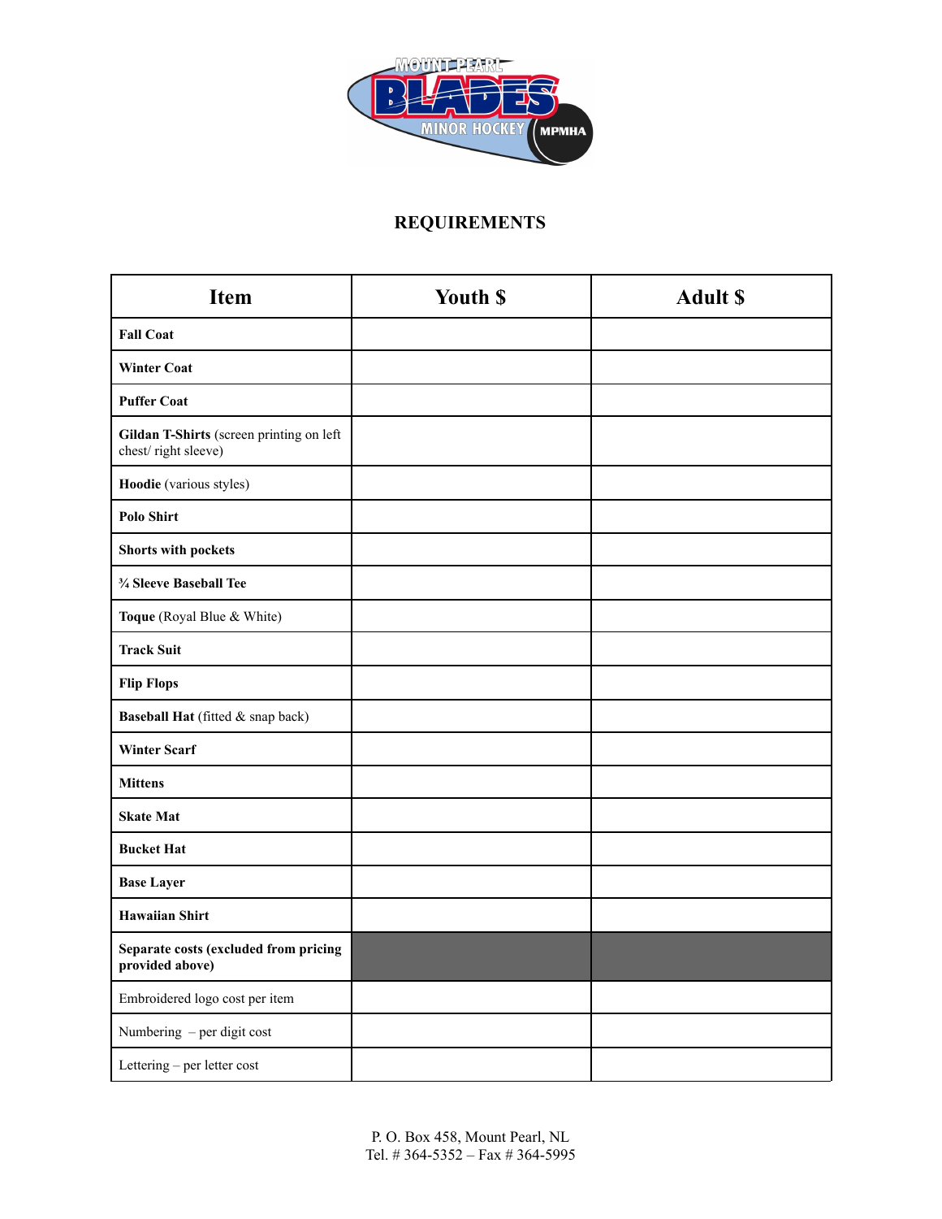## REQUIREMENTS

| Item | Youth $ | Adult $ |
|---|---|---|
| **Fall Coat** | | |
| **Winter Coat** | | |
| **Puffer Coat** | | |
| **Gildan T-Shirts** (screen printing on left chest/ right sleeve) | | |
| **Hoodie** (various styles) | | |
| **Polo Shirt** | | |
| **Shorts with pockets** | | |
| **¾ Sleeve Baseball Tee** | | |
| **Toque** (Royal Blue & White) | | |
| **Track Suit** | | |
| **Flip Flops** | | |
| **Baseball Hat** (fitted & snap back) | | |
| **Winter Scarf** | | |
| **Mittens** | | |
| **Skate Mat** | | |
| **Bucket Hat** | | |
| **Base Layer** | | |
| **Hawaiian Shirt** | | |
| **Separate costs (excluded from pricing provided above)** | | |
| Embroidered logo cost per item | | |
| Numbering – per digit cost | | |
| Lettering – per letter cost | | |

P. O. Box 458, Mount Pearl, NL
Tel. # 364-5352 – Fax # 364-5995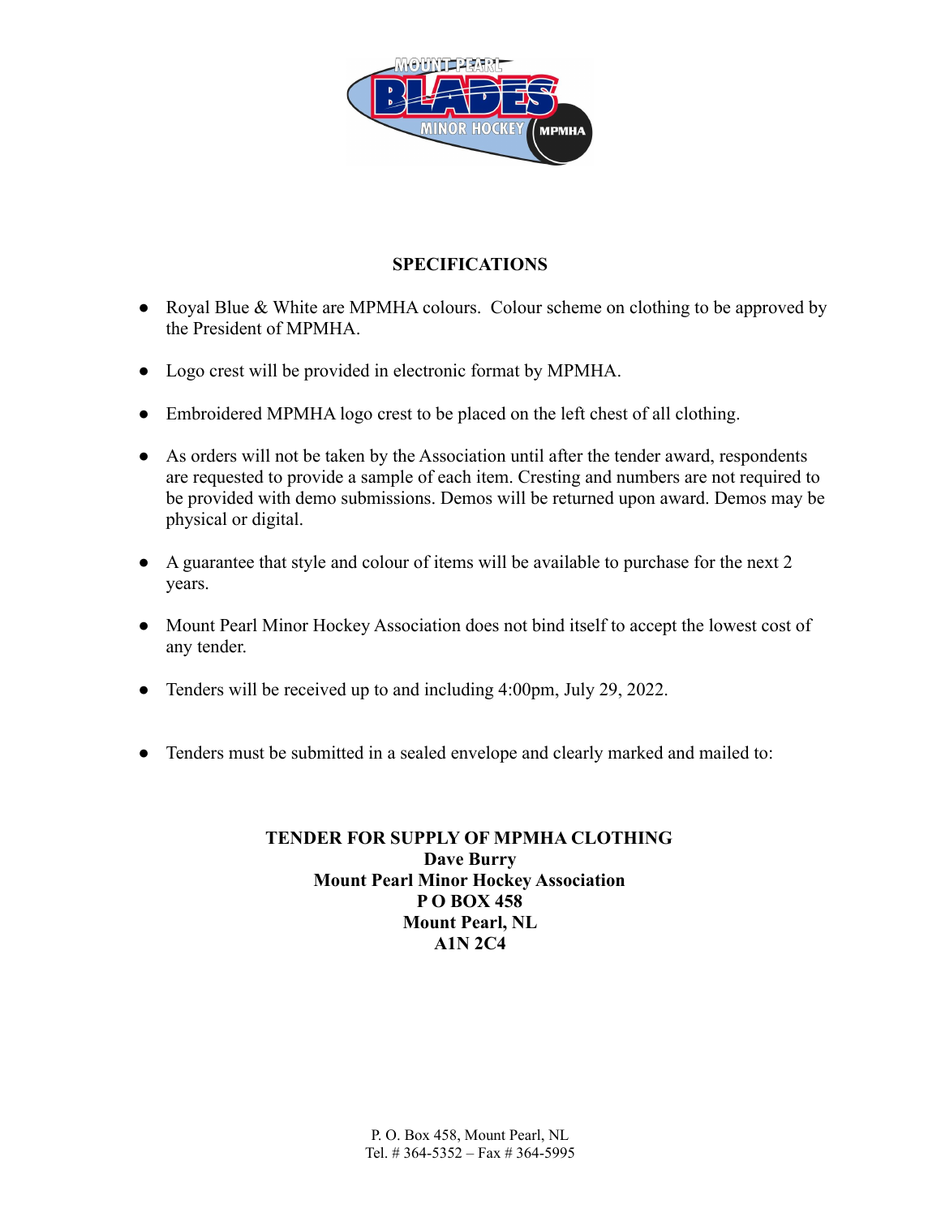## SPECIFICATIONS

- Royal Blue & White are MPMHA colours. Colour scheme on clothing to be approved by the President of MPMHA.
- Logo crest will be provided in electronic format by MPMHA.
- Embroidered MPMHA logo crest to be placed on the left chest of all clothing.
- As orders will not be taken by the Association until after the tender award, respondents are requested to provide a sample of each item. Cresting and numbers are not required to be provided with demo submissions. Demos will be returned upon award. Demos may be physical or digital.
- A guarantee that style and colour of items will be available to purchase for the next 2 years.
- Mount Pearl Minor Hockey Association does not bind itself to accept the lowest cost of any tender.
- Tenders will be received up to and including 4:00pm, July 29, 2022.
- Tenders must be submitted in a sealed envelope and clearly marked and mailed to:

**TENDER FOR SUPPLY OF MPMHA CLOTHING**
**Dave Burry**
**Mount Pearl Minor Hockey Association**
**P O BOX 458**
**Mount Pearl, NL**
**A1N 2C4**

P. O. Box 458, Mount Pearl, NL
Tel. # 364-5352 – Fax # 364-5995